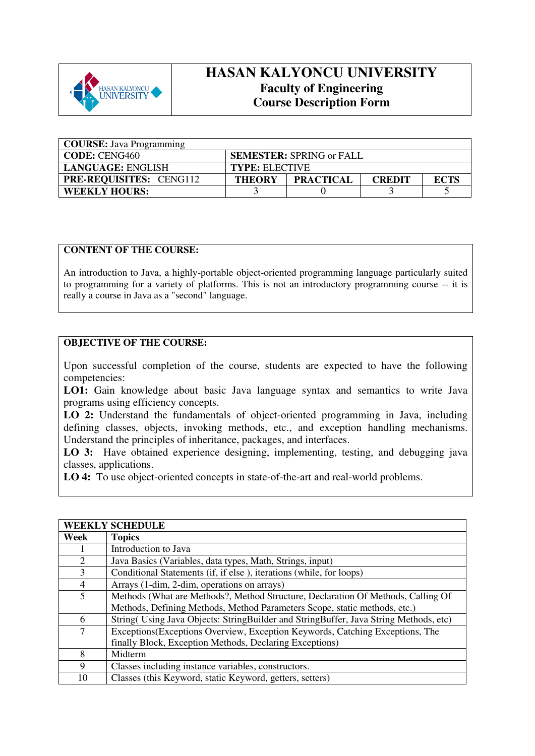# HASAN KALYONCU UNIVERSITY

## Faculty of Engineering

## Course Description Form

| **COURSE:** Java Programming | | | | |
|---|---|---|---|---|
| **CODE:** CENG460 | **SEMESTER:** SPRING or FALL | | | |
| **LANGUAGE:** ENGLISH | **TYPE:** ELECTIVE | | | |
| **PRE-REQUISITES:** CENG112 | **THEORY** | **PRACTICAL** | **CREDIT** | **ECTS** |
| **WEEKLY HOURS:** | 3 | 0 | 3 | 5 |

**CONTENT OF THE COURSE:**

An introduction to Java, a highly-portable object-oriented programming language particularly suited to programming for a variety of platforms. This is not an introductory programming course -- it is really a course in Java as a "second" language.

**OBJECTIVE OF THE COURSE:**

Upon successful completion of the course, students are expected to have the following competencies:

**LO1:** Gain knowledge about basic Java language syntax and semantics to write Java programs using efficiency concepts.

**LO 2:** Understand the fundamentals of object-oriented programming in Java, including defining classes, objects, invoking methods, etc., and exception handling mechanisms. Understand the principles of inheritance, packages, and interfaces.

**LO 3:** Have obtained experience designing, implementing, testing, and debugging java classes, applications.

**LO 4:** To use object-oriented concepts in state-of-the-art and real-world problems.

| **WEEKLY SCHEDULE** | |
|---|---|
| **Week** | **Topics** |
| 1 | Introduction to Java |
| 2 | Java Basics (Variables, data types, Math, Strings, input) |
| 3 | Conditional Statements (if, if else ), iterations (while, for loops) |
| 4 | Arrays (1-dim, 2-dim, operations on arrays) |
| 5 | Methods (What are Methods?, Method Structure, Declaration Of Methods, Calling Of Methods, Defining Methods, Method Parameters Scope, static methods, etc.) |
| 6 | String( Using Java Objects: StringBuilder and StringBuffer, Java String Methods, etc) |
| 7 | Exceptions(Exceptions Overview, Exception Keywords, Catching Exceptions, The finally Block, Exception Methods, Declaring Exceptions) |
| 8 | Midterm |
| 9 | Classes including instance variables, constructors. |
| 10 | Classes (this Keyword, static Keyword, getters, setters) |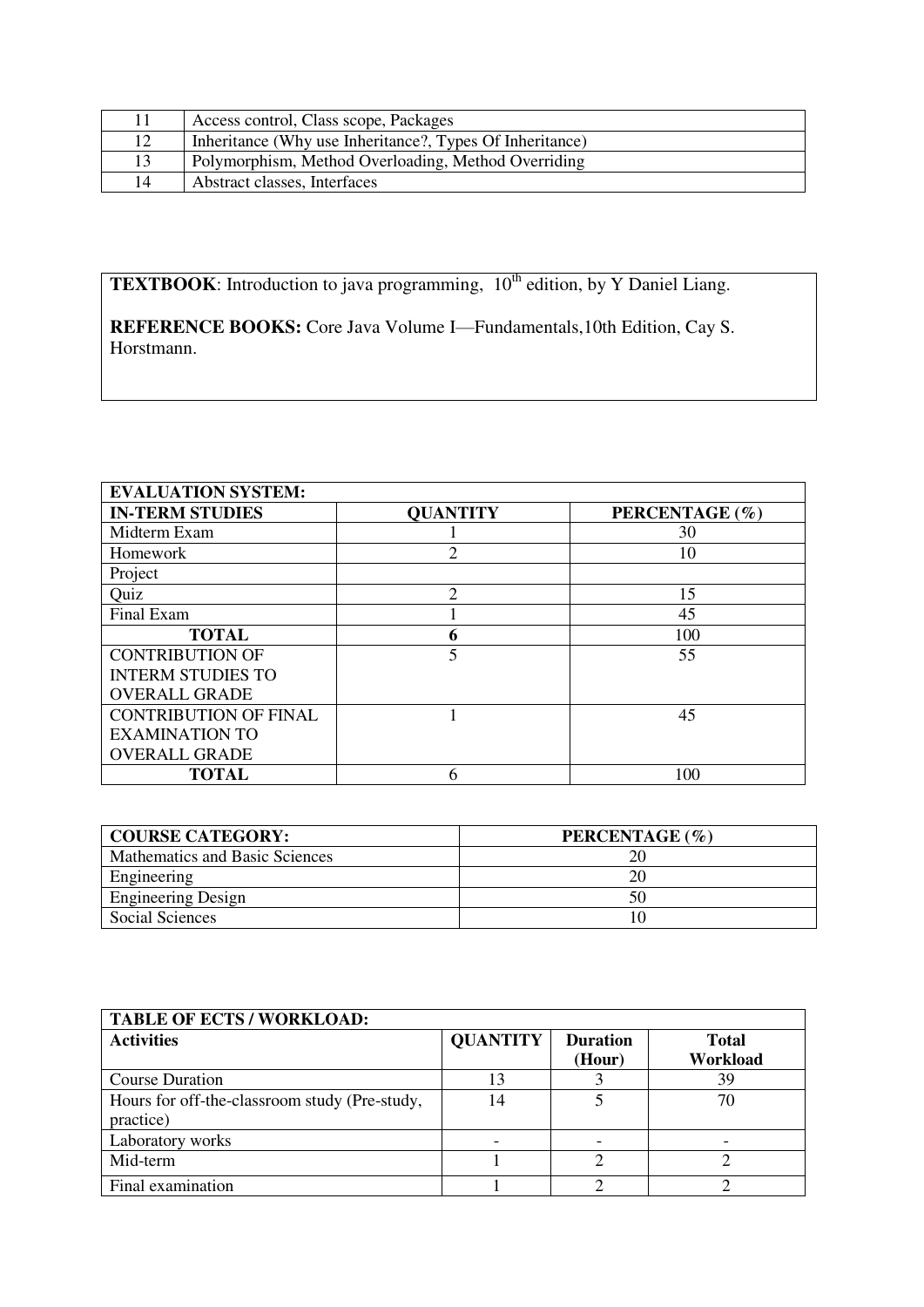| 11 | Access control, Class scope, Packages |
|---|---|
| 12 | Inheritance (Why use Inheritance?, Types Of Inheritance) |
| 13 | Polymorphism, Method Overloading, Method Overriding |
| 14 | Abstract classes, Interfaces |

**TEXTBOOK**: Introduction to java programming, 10th edition, by Y Daniel Liang.

**REFERENCE BOOKS:** Core Java Volume I—Fundamentals,10th Edition, Cay S. Horstmann.

| **EVALUATION SYSTEM:** | | |
|---|---|---|
| **IN-TERM STUDIES** | **QUANTITY** | **PERCENTAGE (%)** |
| Midterm Exam | 1 | 30 |
| Homework | 2 | 10 |
| Project | | |
| Quiz | 2 | 15 |
| Final Exam | 1 | 45 |
| **TOTAL** | **6** | 100 |
| CONTRIBUTION OF INTERM STUDIES TO OVERALL GRADE | 5 | 55 |
| CONTRIBUTION OF FINAL EXAMINATION TO OVERALL GRADE | 1 | 45 |
| **TOTAL** | 6 | 100 |

| **COURSE CATEGORY:** | **PERCENTAGE (%)** |
|---|---|
| Mathematics and Basic Sciences | 20 |
| Engineering | 20 |
| Engineering Design | 50 |
| Social Sciences | 10 |

| **TABLE OF ECTS / WORKLOAD:** | | | |
|---|---|---|---|
| **Activities** | **QUANTITY** | **Duration (Hour)** | **Total Workload** |
| Course Duration | 13 | 3 | 39 |
| Hours for off-the-classroom study (Pre-study, practice) | 14 | 5 | 70 |
| Laboratory works | - | - | - |
| Mid-term | 1 | 2 | 2 |
| Final examination | 1 | 2 | 2 |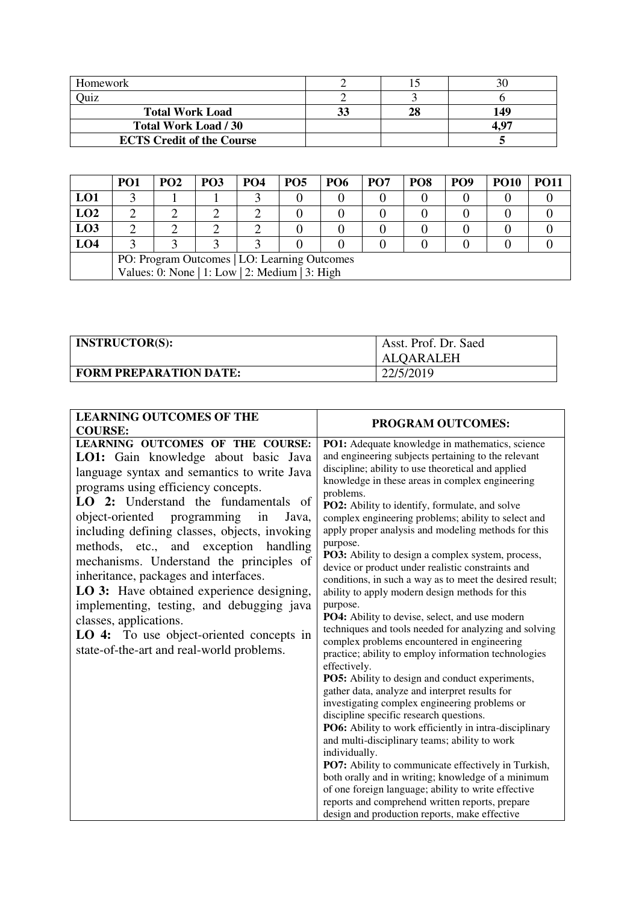| Homework | 2 | 15 | 30 |
|---|---|---|---|
| Quiz | 2 | 3 | 6 |
| **Total Work Load** | **33** | **28** | **149** |
| **Total Work Load / 30** | | | **4,97** |
| **ECTS Credit of the Course** | | | **5** |

| | PO1 | PO2 | PO3 | PO4 | PO5 | PO6 | PO7 | PO8 | PO9 | PO10 | PO11 |
|---|---|---|---|---|---|---|---|---|---|---|---|
| **LO1** | 3 | 1 | 1 | 3 | 0 | 0 | 0 | 0 | 0 | 0 | 0 |
| **LO2** | 2 | 2 | 2 | 2 | 0 | 0 | 0 | 0 | 0 | 0 | 0 |
| **LO3** | 2 | 2 | 2 | 2 | 0 | 0 | 0 | 0 | 0 | 0 | 0 |
| **LO4** | 3 | 3 | 3 | 3 | 0 | 0 | 0 | 0 | 0 | 0 | 0 |
| | PO: Program Outcomes \| LO: Learning Outcomes<br>Values: 0: None \| 1: Low \| 2: Medium \| 3: High | | | | | | | | | | |

| **INSTRUCTOR(S):** | Asst. Prof. Dr. Saed ALQARALEH |
|---|---|
| **FORM PREPARATION DATE:** | 22/5/2019 |

| **LEARNING OUTCOMES OF THE COURSE:** | **PROGRAM OUTCOMES:** |
|---|---|
| **LEARNING OUTCOMES OF THE COURSE:**<br>**LO1:** Gain knowledge about basic Java language syntax and semantics to write Java programs using efficiency concepts.<br>**LO 2:** Understand the fundamentals of object-oriented programming in Java, including defining classes, objects, invoking methods, etc., and exception handling mechanisms. Understand the principles of inheritance, packages and interfaces.<br>**LO 3:** Have obtained experience designing, implementing, testing, and debugging java classes, applications.<br>**LO 4:** To use object-oriented concepts in state-of-the-art and real-world problems. | **PO1:** Adequate knowledge in mathematics, science and engineering subjects pertaining to the relevant discipline; ability to use theoretical and applied knowledge in these areas in complex engineering problems.<br>**PO2:** Ability to identify, formulate, and solve complex engineering problems; ability to select and apply proper analysis and modeling methods for this purpose.<br>**PO3:** Ability to design a complex system, process, device or product under realistic constraints and conditions, in such a way as to meet the desired result; ability to apply modern design methods for this purpose.<br>**PO4:** Ability to devise, select, and use modern techniques and tools needed for analyzing and solving complex problems encountered in engineering practice; ability to employ information technologies effectively.<br>**PO5:** Ability to design and conduct experiments, gather data, analyze and interpret results for investigating complex engineering problems or discipline specific research questions.<br>**PO6:** Ability to work efficiently in intra-disciplinary and multi-disciplinary teams; ability to work individually.<br>**PO7:** Ability to communicate effectively in Turkish, both orally and in writing; knowledge of a minimum of one foreign language; ability to write effective reports and comprehend written reports, prepare design and production reports, make effective |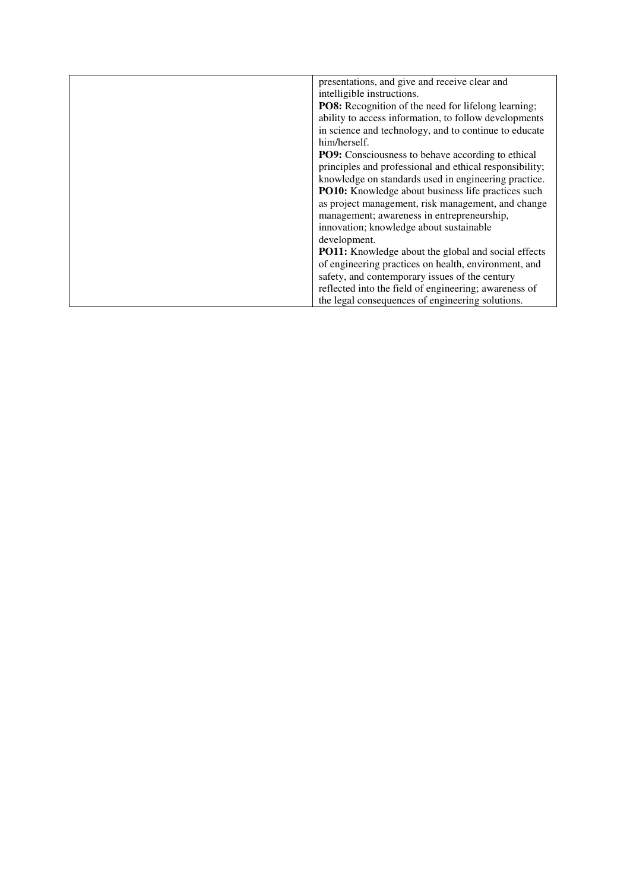| | |
|---|---|
| | presentations, and give and receive clear and intelligible instructions.<br>**PO8:** Recognition of the need for lifelong learning; ability to access information, to follow developments in science and technology, and to continue to educate him/herself.<br>**PO9:** Consciousness to behave according to ethical principles and professional and ethical responsibility; knowledge on standards used in engineering practice.<br>**PO10:** Knowledge about business life practices such as project management, risk management, and change management; awareness in entrepreneurship, innovation; knowledge about sustainable development.<br>**PO11:** Knowledge about the global and social effects of engineering practices on health, environment, and safety, and contemporary issues of the century reflected into the field of engineering; awareness of the legal consequences of engineering solutions. |